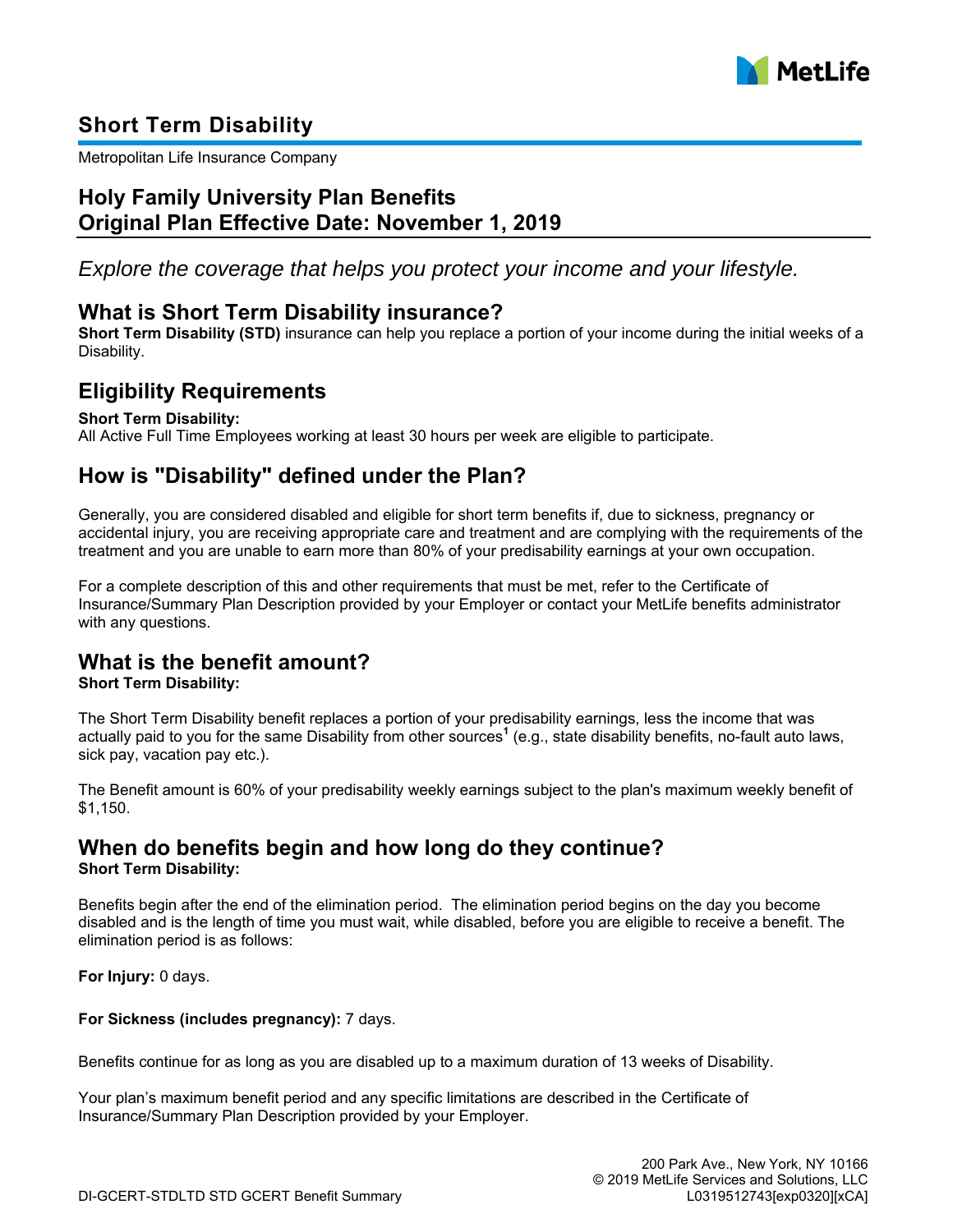# Short Term Disability

Metropolitan Life Insurance Company

## Holy Family University Plan Benefits
## Original Plan Effective Date: November 1, 2019

*Explore the coverage that helps you protect your income and your lifestyle.*

## What is Short Term Disability insurance?

**Short Term Disability (STD)** insurance can help you replace a portion of your income during the initial weeks of a Disability.

## Eligibility Requirements

**Short Term Disability:**
All Active Full Time Employees working at least 30 hours per week are eligible to participate.

## How is "Disability" defined under the Plan?

Generally, you are considered disabled and eligible for short term benefits if, due to sickness, pregnancy or accidental injury, you are receiving appropriate care and treatment and are complying with the requirements of the treatment and you are unable to earn more than 80% of your predisability earnings at your own occupation.

For a complete description of this and other requirements that must be met, refer to the Certificate of Insurance/Summary Plan Description provided by your Employer or contact your MetLife benefits administrator with any questions.

## What is the benefit amount?

**Short Term Disability:**

The Short Term Disability benefit replaces a portion of your predisability earnings, less the income that was actually paid to you for the same Disability from other sources[1] (e.g., state disability benefits, no-fault auto laws, sick pay, vacation pay etc.).

The Benefit amount is 60% of your predisability weekly earnings subject to the plan's maximum weekly benefit of $1,150.

## When do benefits begin and how long do they continue?

**Short Term Disability:**

Benefits begin after the end of the elimination period. The elimination period begins on the day you become disabled and is the length of time you must wait, while disabled, before you are eligible to receive a benefit. The elimination period is as follows:

**For Injury:** 0 days.

**For Sickness (includes pregnancy):** 7 days.

Benefits continue for as long as you are disabled up to a maximum duration of 13 weeks of Disability.

Your plan's maximum benefit period and any specific limitations are described in the Certificate of Insurance/Summary Plan Description provided by your Employer.

200 Park Ave., New York, NY 10166
© 2019 MetLife Services and Solutions, LLC
DI-GCERT-STDLTD STD GCERT Benefit Summary
L0319512743[exp0320][xCA]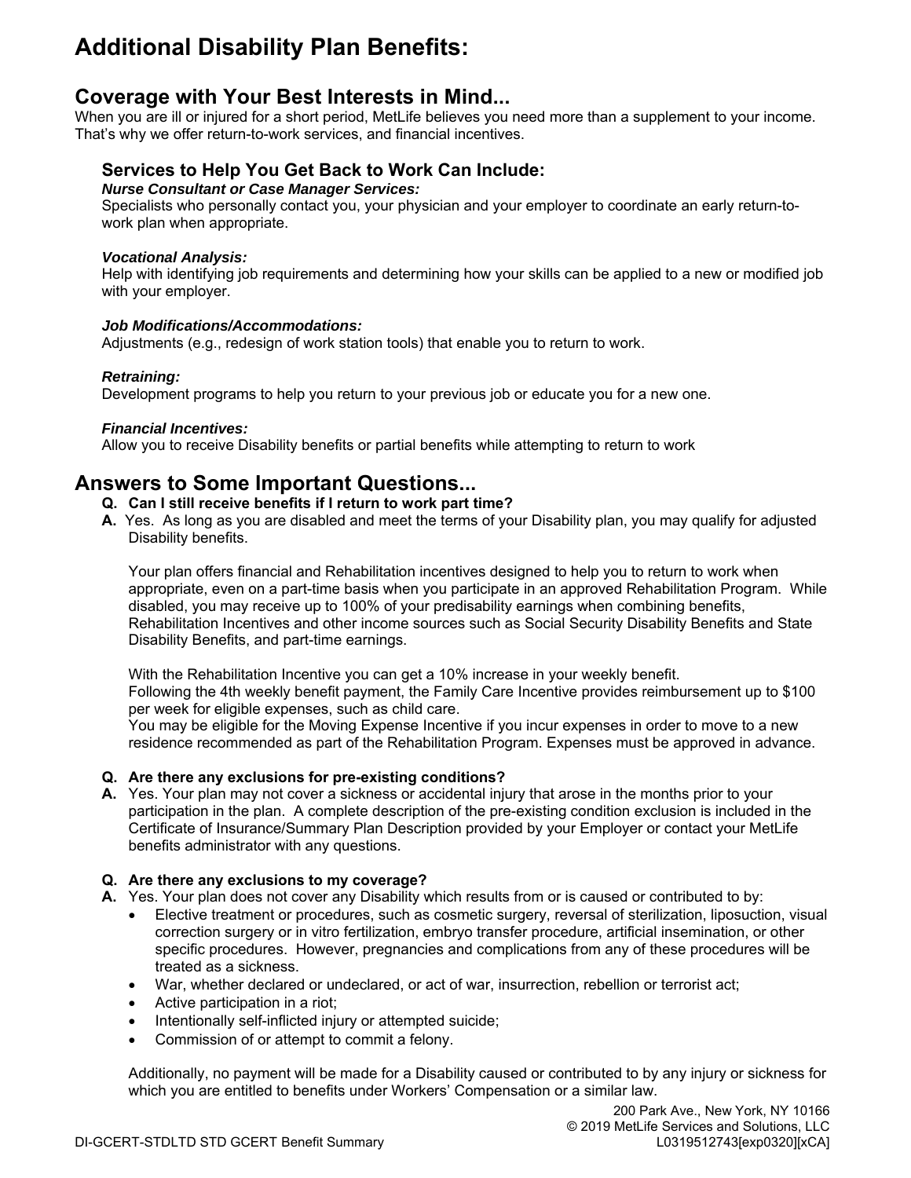# Additional Disability Plan Benefits:

## Coverage with Your Best Interests in Mind...

When you are ill or injured for a short period, MetLife believes you need more than a supplement to your income. That's why we offer return-to-work services, and financial incentives.

### Services to Help You Get Back to Work Can Include:

***Nurse Consultant or Case Manager Services:***
Specialists who personally contact you, your physician and your employer to coordinate an early return-to-work plan when appropriate.

***Vocational Analysis:***
Help with identifying job requirements and determining how your skills can be applied to a new or modified job with your employer.

***Job Modifications/Accommodations:***
Adjustments (e.g., redesign of work station tools) that enable you to return to work.

***Retraining:***
Development programs to help you return to your previous job or educate you for a new one.

***Financial Incentives:***
Allow you to receive Disability benefits or partial benefits while attempting to return to work

## Answers to Some Important Questions...

**Q. Can I still receive benefits if I return to work part time?**

**A.** Yes. As long as you are disabled and meet the terms of your Disability plan, you may qualify for adjusted Disability benefits.

Your plan offers financial and Rehabilitation incentives designed to help you to return to work when appropriate, even on a part-time basis when you participate in an approved Rehabilitation Program. While disabled, you may receive up to 100% of your predisability earnings when combining benefits, Rehabilitation Incentives and other income sources such as Social Security Disability Benefits and State Disability Benefits, and part-time earnings.

With the Rehabilitation Incentive you can get a 10% increase in your weekly benefit.
Following the 4th weekly benefit payment, the Family Care Incentive provides reimbursement up to $100 per week for eligible expenses, such as child care.
You may be eligible for the Moving Expense Incentive if you incur expenses in order to move to a new residence recommended as part of the Rehabilitation Program. Expenses must be approved in advance.

**Q. Are there any exclusions for pre-existing conditions?**

**A.** Yes. Your plan may not cover a sickness or accidental injury that arose in the months prior to your participation in the plan. A complete description of the pre-existing condition exclusion is included in the Certificate of Insurance/Summary Plan Description provided by your Employer or contact your MetLife benefits administrator with any questions.

**Q. Are there any exclusions to my coverage?**

**A.** Yes. Your plan does not cover any Disability which results from or is caused or contributed to by:

- Elective treatment or procedures, such as cosmetic surgery, reversal of sterilization, liposuction, visual correction surgery or in vitro fertilization, embryo transfer procedure, artificial insemination, or other specific procedures. However, pregnancies and complications from any of these procedures will be treated as a sickness.
- War, whether declared or undeclared, or act of war, insurrection, rebellion or terrorist act;
- Active participation in a riot;
- Intentionally self-inflicted injury or attempted suicide;
- Commission of or attempt to commit a felony.

Additionally, no payment will be made for a Disability caused or contributed to by any injury or sickness for which you are entitled to benefits under Workers' Compensation or a similar law.

200 Park Ave., New York, NY 10166
© 2019 MetLife Services and Solutions, LLC
DI-GCERT-STDLTD STD GCERT Benefit Summary L0319512743[exp0320][xCA]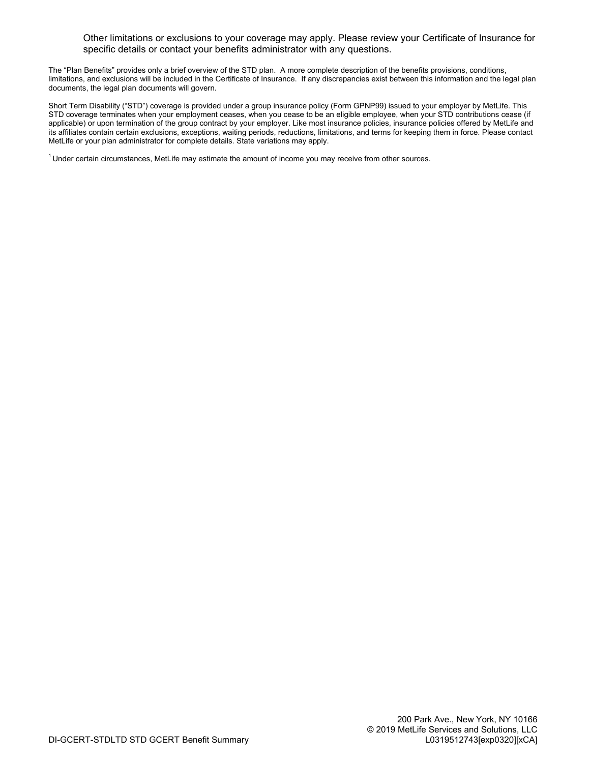Other limitations or exclusions to your coverage may apply. Please review your Certificate of Insurance for specific details or contact your benefits administrator with any questions.

The “Plan Benefits” provides only a brief overview of the STD plan. A more complete description of the benefits provisions, conditions, limitations, and exclusions will be included in the Certificate of Insurance. If any discrepancies exist between this information and the legal plan documents, the legal plan documents will govern.

Short Term Disability (“STD”) coverage is provided under a group insurance policy (Form GPNP99) issued to your employer by MetLife. This STD coverage terminates when your employment ceases, when you cease to be an eligible employee, when your STD contributions cease (if applicable) or upon termination of the group contract by your employer. Like most insurance policies, insurance policies offered by MetLife and its affiliates contain certain exclusions, exceptions, waiting periods, reductions, limitations, and terms for keeping them in force. Please contact MetLife or your plan administrator for complete details. State variations may apply.

[1] Under certain circumstances, MetLife may estimate the amount of income you may receive from other sources.

200 Park Ave., New York, NY 10166
© 2019 MetLife Services and Solutions, LLC
DI-GCERT-STDLTD STD GCERT Benefit Summary
L0319512743[exp0320][xCA]